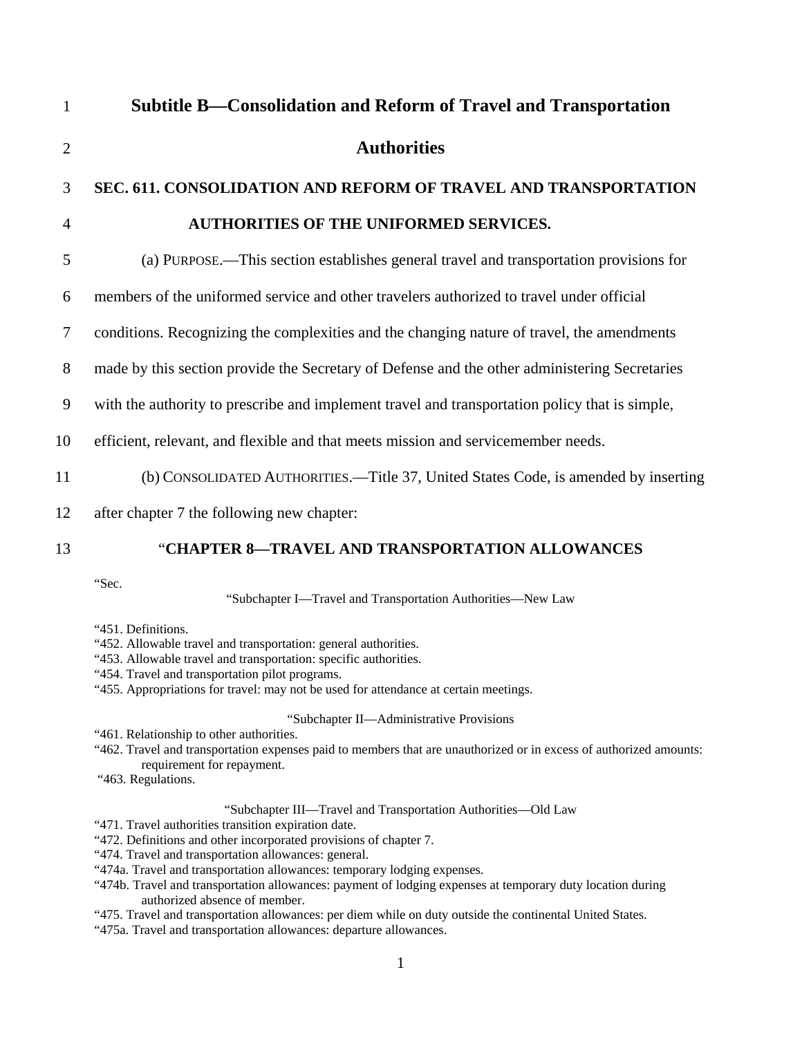## Subtitle B—Consolidation and Reform of Travel and Transportation Authorities

### SEC. 611. CONSOLIDATION AND REFORM OF TRAVEL AND TRANSPORTATION AUTHORITIES OF THE UNIFORMED SERVICES.

(a) PURPOSE.—This section establishes general travel and transportation provisions for members of the uniformed service and other travelers authorized to travel under official conditions. Recognizing the complexities and the changing nature of travel, the amendments made by this section provide the Secretary of Defense and the other administering Secretaries with the authority to prescribe and implement travel and transportation policy that is simple, efficient, relevant, and flexible and that meets mission and servicemember needs.

(b) CONSOLIDATED AUTHORITIES.—Title 37, United States Code, is amended by inserting after chapter 7 the following new chapter:

"**CHAPTER 8—TRAVEL AND TRANSPORTATION ALLOWANCES**

"Sec.

"Subchapter I—Travel and Transportation Authorities—New Law

"451. Definitions.
"452. Allowable travel and transportation: general authorities.
"453. Allowable travel and transportation: specific authorities.
"454. Travel and transportation pilot programs.
"455. Appropriations for travel: may not be used for attendance at certain meetings.

"Subchapter II—Administrative Provisions

"461. Relationship to other authorities.
"462. Travel and transportation expenses paid to members that are unauthorized or in excess of authorized amounts: requirement for repayment.
"463. Regulations.

"Subchapter III—Travel and Transportation Authorities—Old Law

"471. Travel authorities transition expiration date.
"472. Definitions and other incorporated provisions of chapter 7.
"474. Travel and transportation allowances: general.
"474a. Travel and transportation allowances: temporary lodging expenses.
"474b. Travel and transportation allowances: payment of lodging expenses at temporary duty location during authorized absence of member.
"475. Travel and transportation allowances: per diem while on duty outside the continental United States.
"475a. Travel and transportation allowances: departure allowances.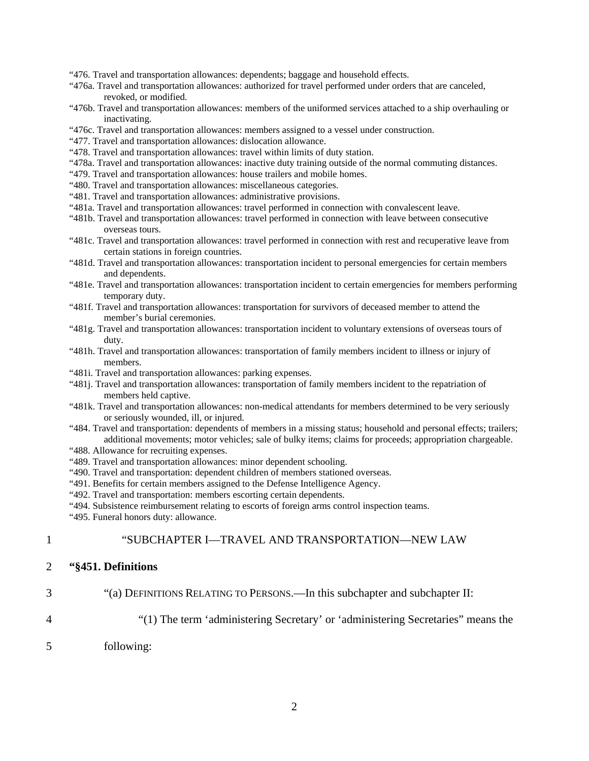"476. Travel and transportation allowances: dependents; baggage and household effects.
"476a. Travel and transportation allowances: authorized for travel performed under orders that are canceled, revoked, or modified.
"476b. Travel and transportation allowances: members of the uniformed services attached to a ship overhauling or inactivating.
"476c. Travel and transportation allowances: members assigned to a vessel under construction.
"477. Travel and transportation allowances: dislocation allowance.
"478. Travel and transportation allowances: travel within limits of duty station.
"478a. Travel and transportation allowances: inactive duty training outside of the normal commuting distances.
"479. Travel and transportation allowances: house trailers and mobile homes.
"480. Travel and transportation allowances: miscellaneous categories.
"481. Travel and transportation allowances: administrative provisions.
"481a. Travel and transportation allowances: travel performed in connection with convalescent leave.
"481b. Travel and transportation allowances: travel performed in connection with leave between consecutive overseas tours.
"481c. Travel and transportation allowances: travel performed in connection with rest and recuperative leave from certain stations in foreign countries.
"481d. Travel and transportation allowances: transportation incident to personal emergencies for certain members and dependents.
"481e. Travel and transportation allowances: transportation incident to certain emergencies for members performing temporary duty.
"481f. Travel and transportation allowances: transportation for survivors of deceased member to attend the member's burial ceremonies.
"481g. Travel and transportation allowances: transportation incident to voluntary extensions of overseas tours of duty.
"481h. Travel and transportation allowances: transportation of family members incident to illness or injury of members.
"481i. Travel and transportation allowances: parking expenses.
"481j. Travel and transportation allowances: transportation of family members incident to the repatriation of members held captive.
"481k. Travel and transportation allowances: non-medical attendants for members determined to be very seriously or seriously wounded, ill, or injured.
"484. Travel and transportation: dependents of members in a missing status; household and personal effects; trailers; additional movements; motor vehicles; sale of bulky items; claims for proceeds; appropriation chargeable.
"488. Allowance for recruiting expenses.
"489. Travel and transportation allowances: minor dependent schooling.
"490. Travel and transportation: dependent children of members stationed overseas.
"491. Benefits for certain members assigned to the Defense Intelligence Agency.
"492. Travel and transportation: members escorting certain dependents.
"494. Subsistence reimbursement relating to escorts of foreign arms control inspection teams.
"495. Funeral honors duty: allowance.

1 "SUBCHAPTER I—TRAVEL AND TRANSPORTATION—NEW LAW

2 **"§451. Definitions**

3 "(a) DEFINITIONS RELATING TO PERSONS.—In this subchapter and subchapter II:

4 "(1) The term 'administering Secretary' or 'administering Secretaries" means the

5 following: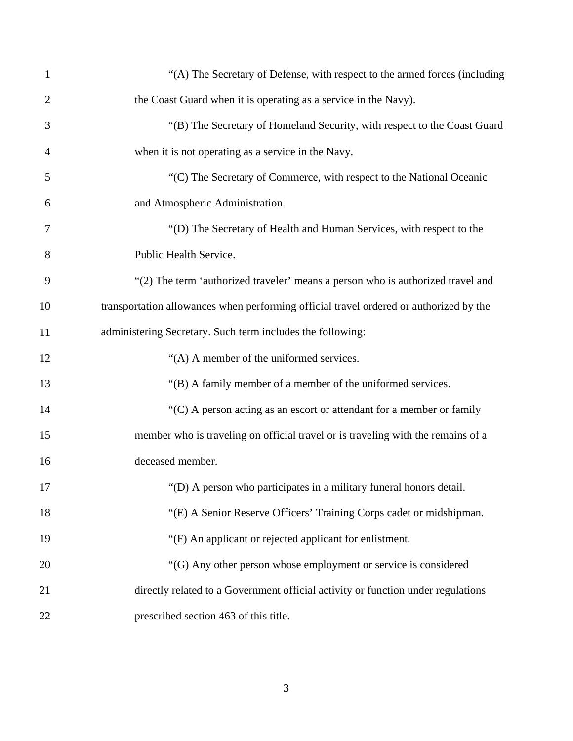"(A) The Secretary of Defense, with respect to the armed forces (including the Coast Guard when it is operating as a service in the Navy).

"(B) The Secretary of Homeland Security, with respect to the Coast Guard when it is not operating as a service in the Navy.

"(C) The Secretary of Commerce, with respect to the National Oceanic and Atmospheric Administration.

"(D) The Secretary of Health and Human Services, with respect to the Public Health Service.

"(2) The term 'authorized traveler' means a person who is authorized travel and transportation allowances when performing official travel ordered or authorized by the administering Secretary. Such term includes the following:

"(A) A member of the uniformed services.

"(B) A family member of a member of the uniformed services.

"(C) A person acting as an escort or attendant for a member or family member who is traveling on official travel or is traveling with the remains of a deceased member.

"(D) A person who participates in a military funeral honors detail.

"(E) A Senior Reserve Officers' Training Corps cadet or midshipman.

"(F) An applicant or rejected applicant for enlistment.

"(G) Any other person whose employment or service is considered directly related to a Government official activity or function under regulations prescribed section 463 of this title.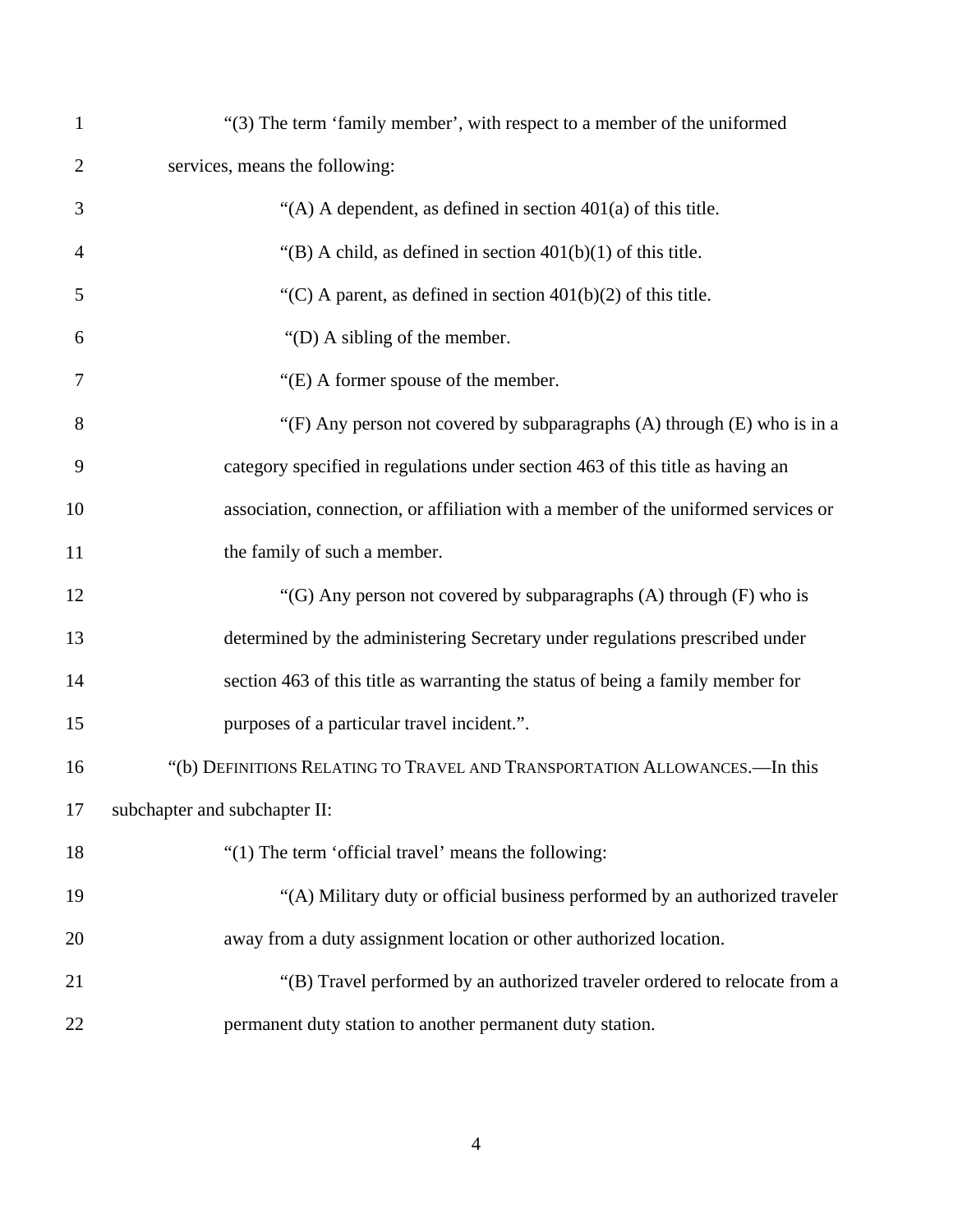"(3) The term 'family member', with respect to a member of the uniformed services, means the following:

"(A) A dependent, as defined in section 401(a) of this title.

"(B) A child, as defined in section 401(b)(1) of this title.

"(C) A parent, as defined in section 401(b)(2) of this title.

"(D) A sibling of the member.

"(E) A former spouse of the member.

"(F) Any person not covered by subparagraphs (A) through (E) who is in a category specified in regulations under section 463 of this title as having an association, connection, or affiliation with a member of the uniformed services or the family of such a member.

"(G) Any person not covered by subparagraphs (A) through (F) who is determined by the administering Secretary under regulations prescribed under section 463 of this title as warranting the status of being a family member for purposes of a particular travel incident.".

"(b) DEFINITIONS RELATING TO TRAVEL AND TRANSPORTATION ALLOWANCES.—In this subchapter and subchapter II:

"(1) The term 'official travel' means the following:

"(A) Military duty or official business performed by an authorized traveler away from a duty assignment location or other authorized location.

"(B) Travel performed by an authorized traveler ordered to relocate from a permanent duty station to another permanent duty station.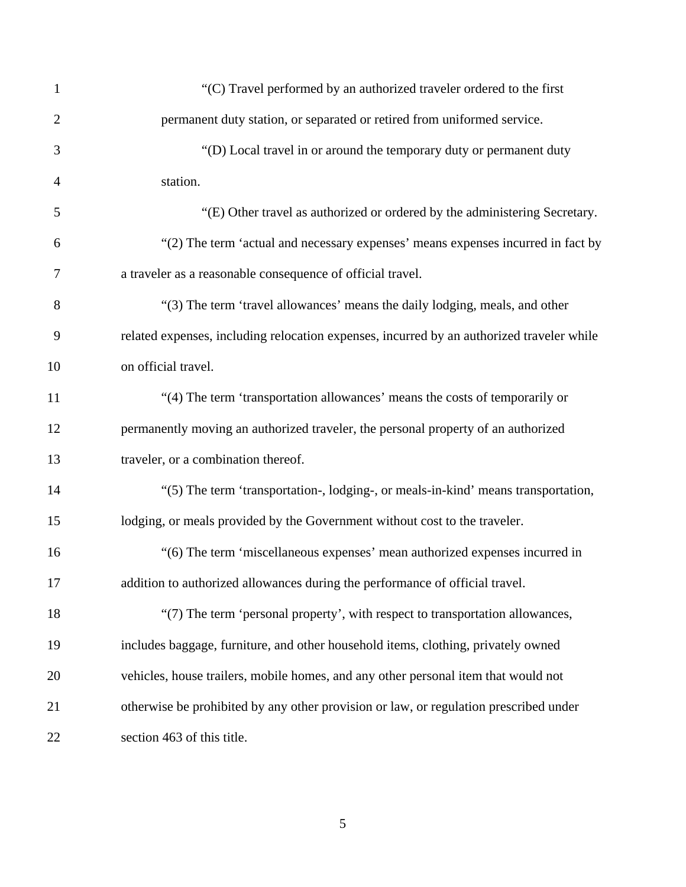"(C) Travel performed by an authorized traveler ordered to the first permanent duty station, or separated or retired from uniformed service.

"(D) Local travel in or around the temporary duty or permanent duty station.

"(E) Other travel as authorized or ordered by the administering Secretary.

"(2) The term 'actual and necessary expenses' means expenses incurred in fact by a traveler as a reasonable consequence of official travel.

"(3) The term 'travel allowances' means the daily lodging, meals, and other related expenses, including relocation expenses, incurred by an authorized traveler while on official travel.

"(4) The term 'transportation allowances' means the costs of temporarily or permanently moving an authorized traveler, the personal property of an authorized traveler, or a combination thereof.

"(5) The term 'transportation-, lodging-, or meals-in-kind' means transportation, lodging, or meals provided by the Government without cost to the traveler.

"(6) The term 'miscellaneous expenses' mean authorized expenses incurred in addition to authorized allowances during the performance of official travel.

"(7) The term 'personal property', with respect to transportation allowances, includes baggage, furniture, and other household items, clothing, privately owned vehicles, house trailers, mobile homes, and any other personal item that would not otherwise be prohibited by any other provision or law, or regulation prescribed under section 463 of this title.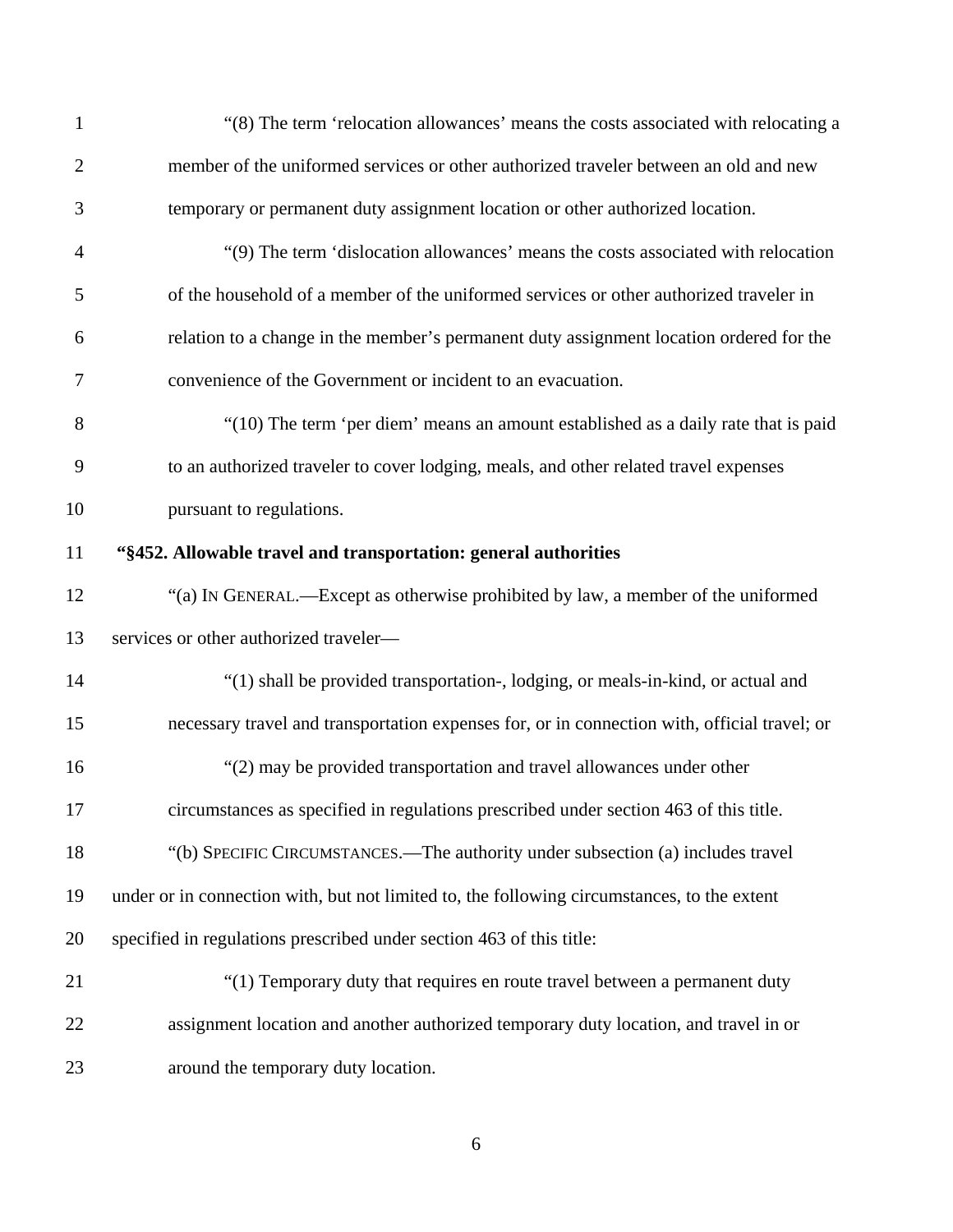"(8) The term 'relocation allowances' means the costs associated with relocating a member of the uniformed services or other authorized traveler between an old and new temporary or permanent duty assignment location or other authorized location.

"(9) The term 'dislocation allowances' means the costs associated with relocation of the household of a member of the uniformed services or other authorized traveler in relation to a change in the member's permanent duty assignment location ordered for the convenience of the Government or incident to an evacuation.

"(10) The term 'per diem' means an amount established as a daily rate that is paid to an authorized traveler to cover lodging, meals, and other related travel expenses pursuant to regulations.

**"§452. Allowable travel and transportation: general authorities**

"(a) IN GENERAL.—Except as otherwise prohibited by law, a member of the uniformed services or other authorized traveler—

"(1) shall be provided transportation-, lodging, or meals-in-kind, or actual and necessary travel and transportation expenses for, or in connection with, official travel; or

"(2) may be provided transportation and travel allowances under other circumstances as specified in regulations prescribed under section 463 of this title.

"(b) SPECIFIC CIRCUMSTANCES.—The authority under subsection (a) includes travel under or in connection with, but not limited to, the following circumstances, to the extent specified in regulations prescribed under section 463 of this title:

"(1) Temporary duty that requires en route travel between a permanent duty assignment location and another authorized temporary duty location, and travel in or around the temporary duty location.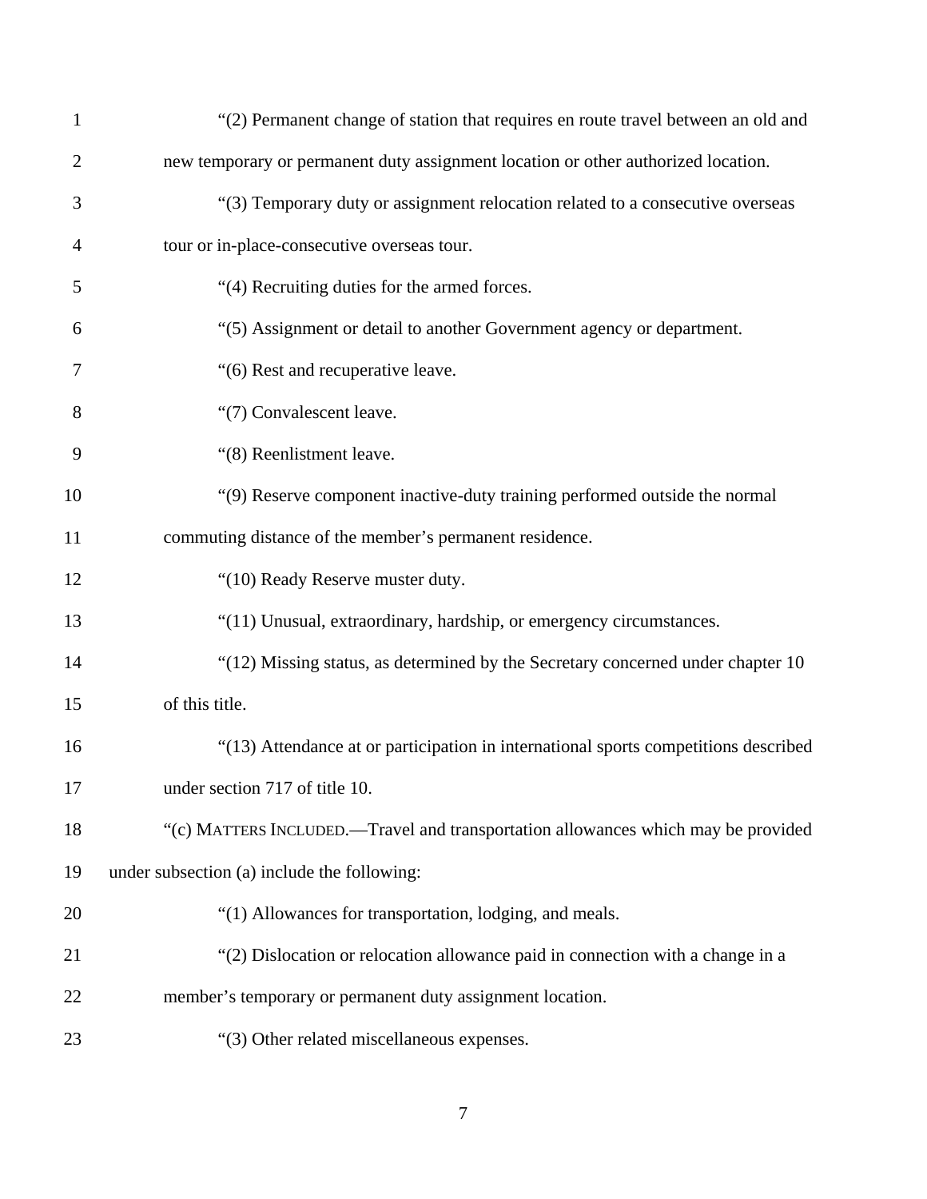"(2) Permanent change of station that requires en route travel between an old and new temporary or permanent duty assignment location or other authorized location.

"(3) Temporary duty or assignment relocation related to a consecutive overseas tour or in-place-consecutive overseas tour.

"(4) Recruiting duties for the armed forces.

"(5) Assignment or detail to another Government agency or department.

"(6) Rest and recuperative leave.

"(7) Convalescent leave.

"(8) Reenlistment leave.

"(9) Reserve component inactive-duty training performed outside the normal commuting distance of the member's permanent residence.

"(10) Ready Reserve muster duty.

"(11) Unusual, extraordinary, hardship, or emergency circumstances.

"(12) Missing status, as determined by the Secretary concerned under chapter 10 of this title.

"(13) Attendance at or participation in international sports competitions described under section 717 of title 10.

"(c) MATTERS INCLUDED.—Travel and transportation allowances which may be provided under subsection (a) include the following:

"(1) Allowances for transportation, lodging, and meals.

"(2) Dislocation or relocation allowance paid in connection with a change in a member's temporary or permanent duty assignment location.

"(3) Other related miscellaneous expenses.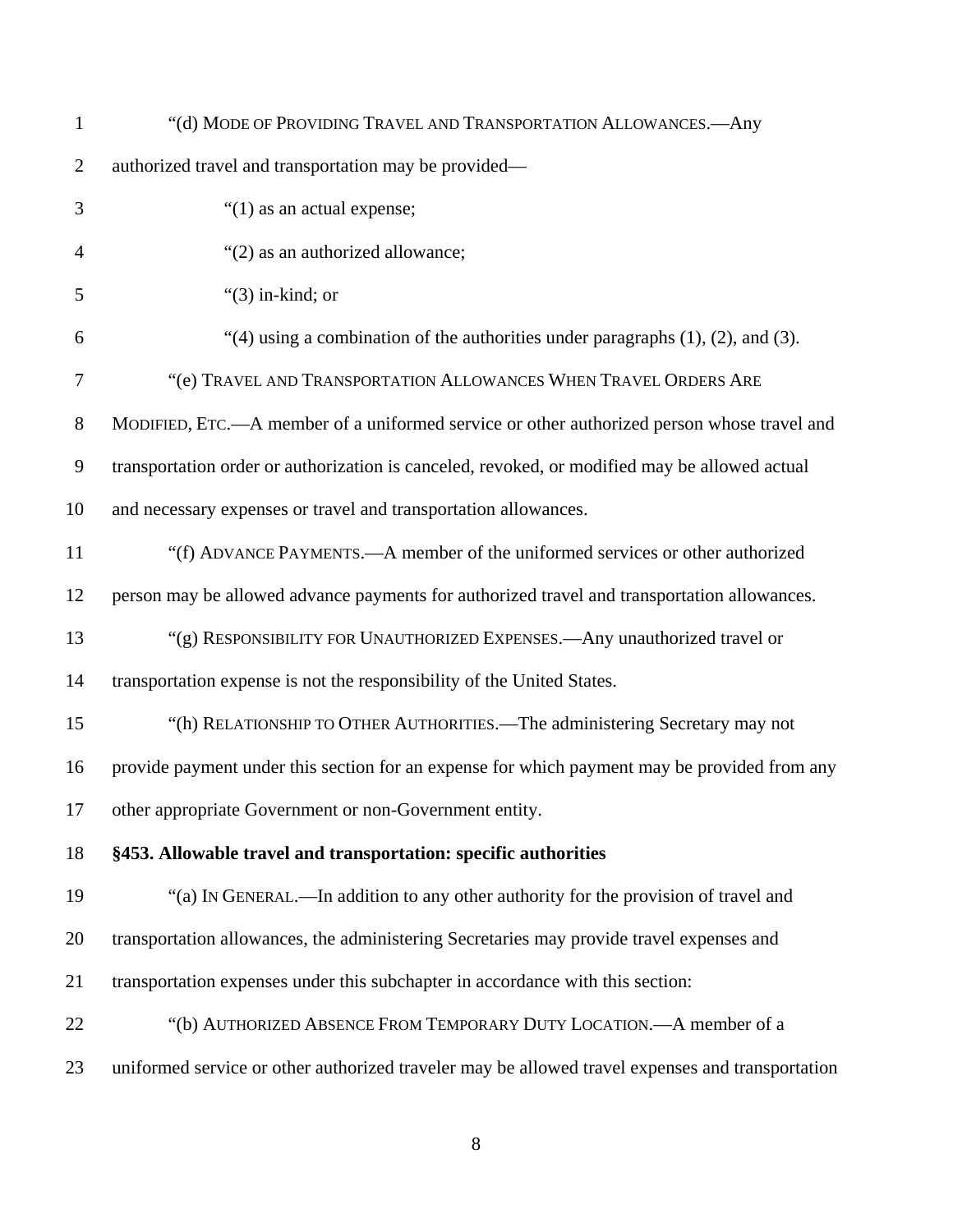"(d) MODE OF PROVIDING TRAVEL AND TRANSPORTATION ALLOWANCES.—Any authorized travel and transportation may be provided—

"(1) as an actual expense;

"(2) as an authorized allowance;

"(3) in-kind; or

"(4) using a combination of the authorities under paragraphs (1), (2), and (3).

"(e) TRAVEL AND TRANSPORTATION ALLOWANCES WHEN TRAVEL ORDERS ARE MODIFIED, ETC.—A member of a uniformed service or other authorized person whose travel and transportation order or authorization is canceled, revoked, or modified may be allowed actual and necessary expenses or travel and transportation allowances.

"(f) ADVANCE PAYMENTS.—A member of the uniformed services or other authorized person may be allowed advance payments for authorized travel and transportation allowances.

"(g) RESPONSIBILITY FOR UNAUTHORIZED EXPENSES.—Any unauthorized travel or transportation expense is not the responsibility of the United States.

"(h) RELATIONSHIP TO OTHER AUTHORITIES.—The administering Secretary may not provide payment under this section for an expense for which payment may be provided from any other appropriate Government or non-Government entity.

**§453. Allowable travel and transportation: specific authorities**

"(a) IN GENERAL.—In addition to any other authority for the provision of travel and transportation allowances, the administering Secretaries may provide travel expenses and transportation expenses under this subchapter in accordance with this section:

"(b) AUTHORIZED ABSENCE FROM TEMPORARY DUTY LOCATION.—A member of a uniformed service or other authorized traveler may be allowed travel expenses and transportation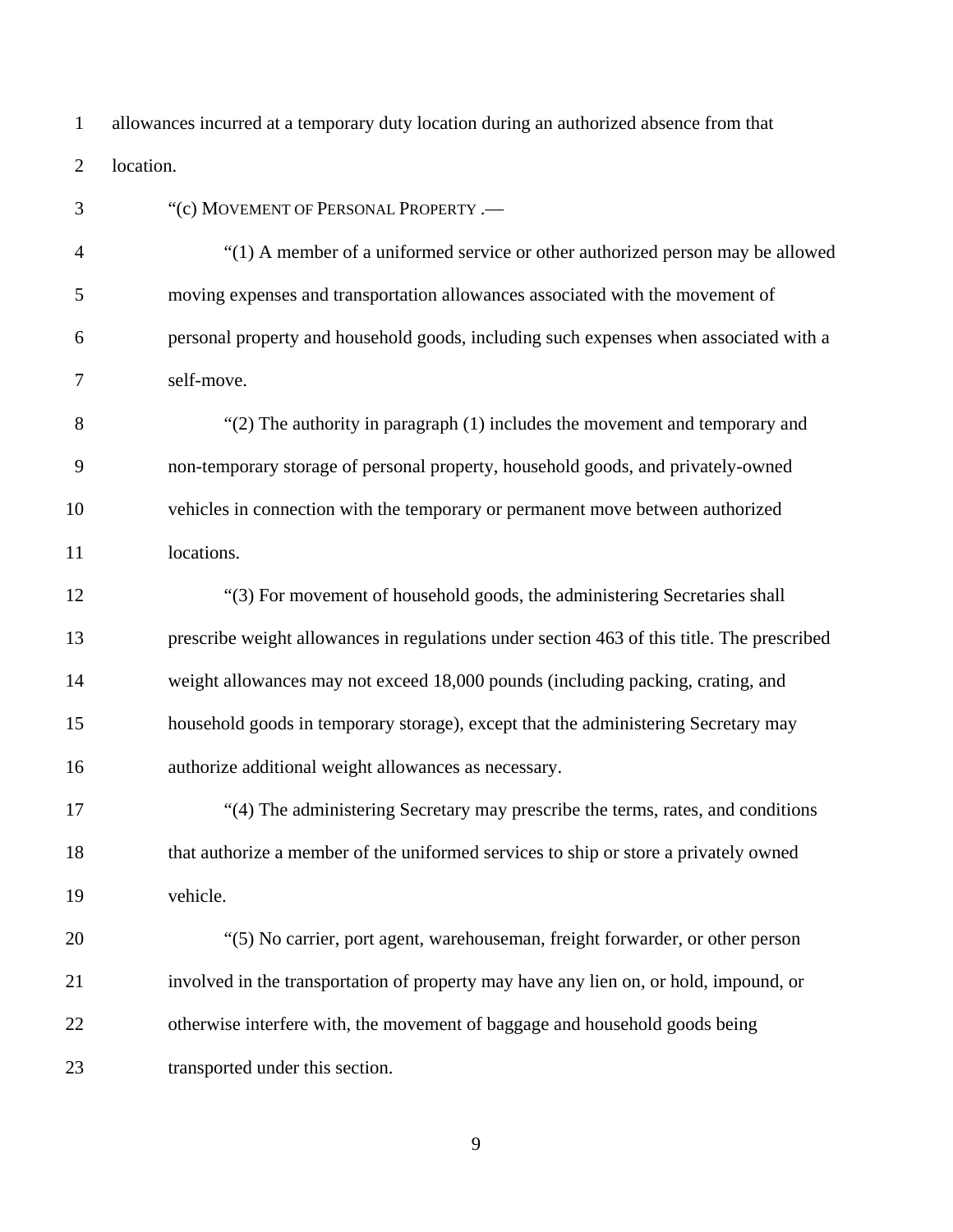allowances incurred at a temporary duty location during an authorized absence from that location.

"(c) MOVEMENT OF PERSONAL PROPERTY .—

"(1) A member of a uniformed service or other authorized person may be allowed moving expenses and transportation allowances associated with the movement of personal property and household goods, including such expenses when associated with a self-move.

"(2) The authority in paragraph (1) includes the movement and temporary and non-temporary storage of personal property, household goods, and privately-owned vehicles in connection with the temporary or permanent move between authorized locations.

"(3) For movement of household goods, the administering Secretaries shall prescribe weight allowances in regulations under section 463 of this title. The prescribed weight allowances may not exceed 18,000 pounds (including packing, crating, and household goods in temporary storage), except that the administering Secretary may authorize additional weight allowances as necessary.

"(4) The administering Secretary may prescribe the terms, rates, and conditions that authorize a member of the uniformed services to ship or store a privately owned vehicle.

"(5) No carrier, port agent, warehouseman, freight forwarder, or other person involved in the transportation of property may have any lien on, or hold, impound, or otherwise interfere with, the movement of baggage and household goods being transported under this section.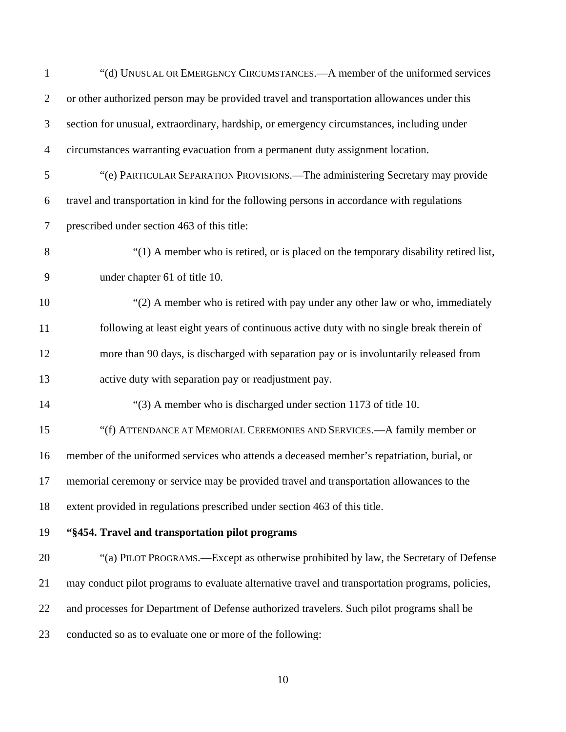"(d) UNUSUAL OR EMERGENCY CIRCUMSTANCES.—A member of the uniformed services or other authorized person may be provided travel and transportation allowances under this section for unusual, extraordinary, hardship, or emergency circumstances, including under circumstances warranting evacuation from a permanent duty assignment location.

"(e) PARTICULAR SEPARATION PROVISIONS.—The administering Secretary may provide travel and transportation in kind for the following persons in accordance with regulations prescribed under section 463 of this title:

"(1) A member who is retired, or is placed on the temporary disability retired list, under chapter 61 of title 10.

"(2) A member who is retired with pay under any other law or who, immediately following at least eight years of continuous active duty with no single break therein of more than 90 days, is discharged with separation pay or is involuntarily released from active duty with separation pay or readjustment pay.

"(3) A member who is discharged under section 1173 of title 10.

"(f) ATTENDANCE AT MEMORIAL CEREMONIES AND SERVICES.—A family member or member of the uniformed services who attends a deceased member's repatriation, burial, or memorial ceremony or service may be provided travel and transportation allowances to the extent provided in regulations prescribed under section 463 of this title.

**"§454. Travel and transportation pilot programs**

"(a) PILOT PROGRAMS.—Except as otherwise prohibited by law, the Secretary of Defense may conduct pilot programs to evaluate alternative travel and transportation programs, policies, and processes for Department of Defense authorized travelers. Such pilot programs shall be conducted so as to evaluate one or more of the following: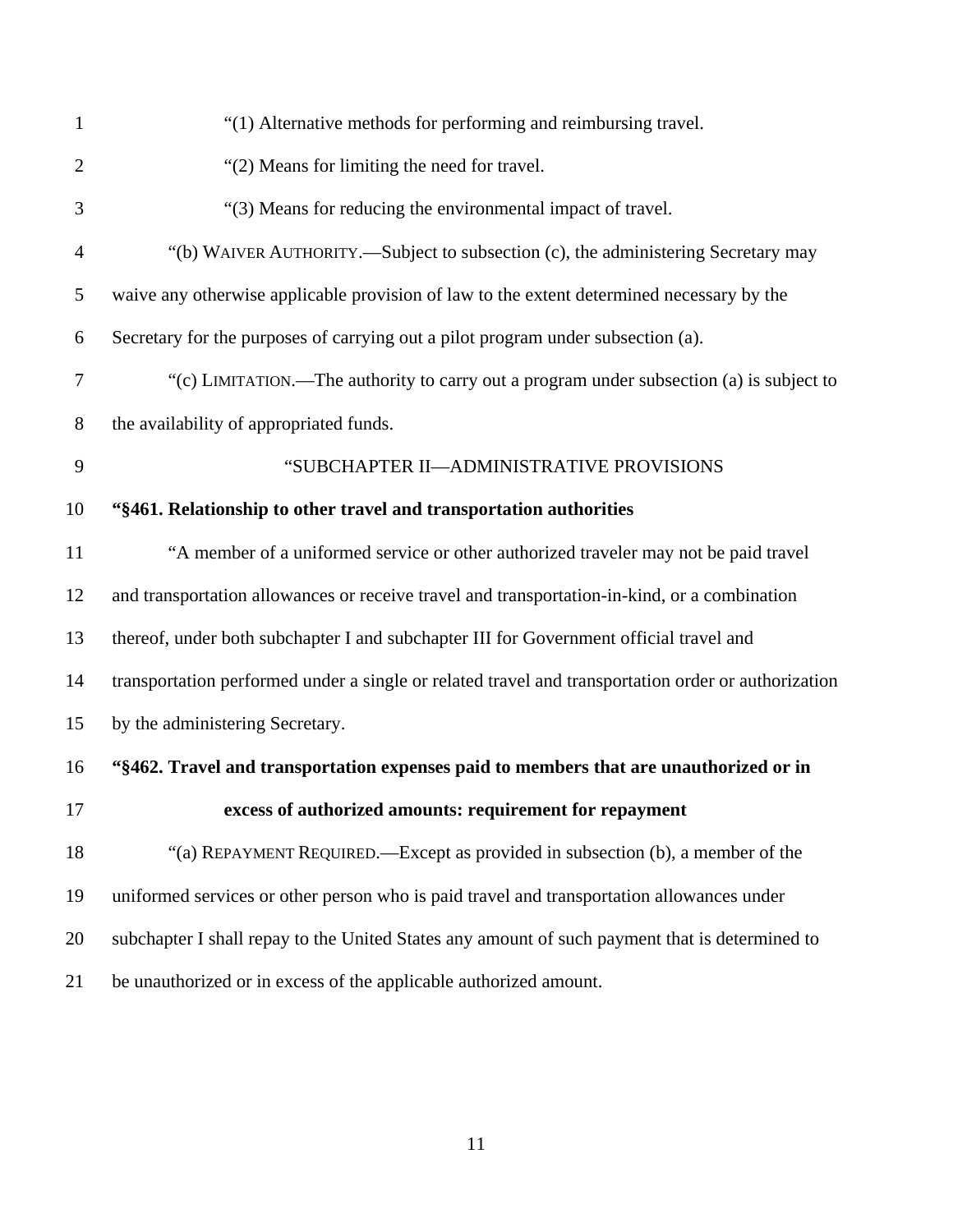"(1) Alternative methods for performing and reimbursing travel.

"(2) Means for limiting the need for travel.

"(3) Means for reducing the environmental impact of travel.

"(b) WAIVER AUTHORITY.—Subject to subsection (c), the administering Secretary may waive any otherwise applicable provision of law to the extent determined necessary by the Secretary for the purposes of carrying out a pilot program under subsection (a).

"(c) LIMITATION.—The authority to carry out a program under subsection (a) is subject to the availability of appropriated funds.

"SUBCHAPTER II—ADMINISTRATIVE PROVISIONS

**"§461. Relationship to other travel and transportation authorities**

"A member of a uniformed service or other authorized traveler may not be paid travel and transportation allowances or receive travel and transportation-in-kind, or a combination thereof, under both subchapter I and subchapter III for Government official travel and transportation performed under a single or related travel and transportation order or authorization by the administering Secretary.

**"§462. Travel and transportation expenses paid to members that are unauthorized or in excess of authorized amounts: requirement for repayment**

"(a) REPAYMENT REQUIRED.—Except as provided in subsection (b), a member of the uniformed services or other person who is paid travel and transportation allowances under subchapter I shall repay to the United States any amount of such payment that is determined to be unauthorized or in excess of the applicable authorized amount.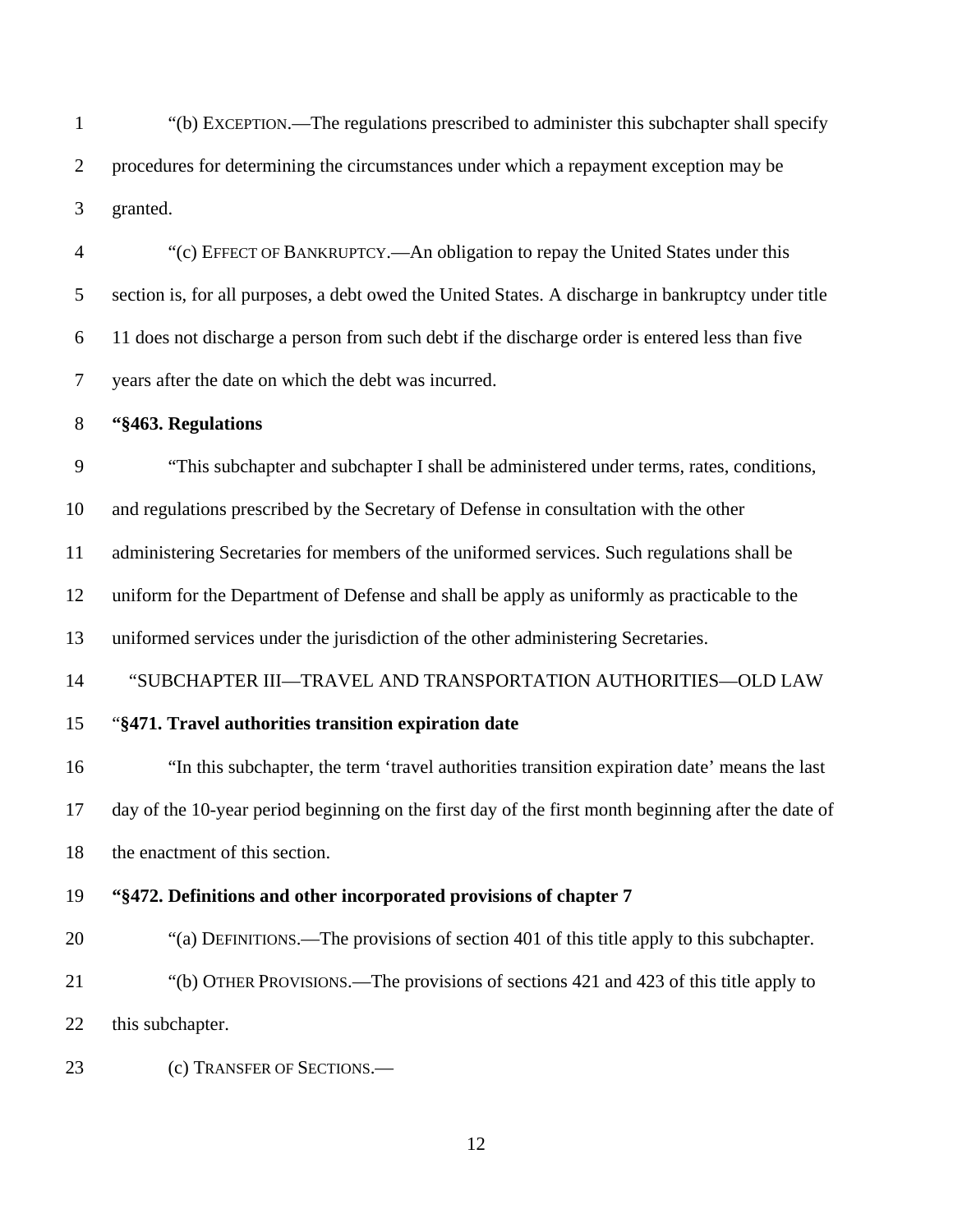"(b) EXCEPTION.—The regulations prescribed to administer this subchapter shall specify procedures for determining the circumstances under which a repayment exception may be granted.

"(c) EFFECT OF BANKRUPTCY.—An obligation to repay the United States under this section is, for all purposes, a debt owed the United States. A discharge in bankruptcy under title 11 does not discharge a person from such debt if the discharge order is entered less than five years after the date on which the debt was incurred.

**"§463. Regulations**

"This subchapter and subchapter I shall be administered under terms, rates, conditions, and regulations prescribed by the Secretary of Defense in consultation with the other administering Secretaries for members of the uniformed services. Such regulations shall be uniform for the Department of Defense and shall be apply as uniformly as practicable to the uniformed services under the jurisdiction of the other administering Secretaries.

"SUBCHAPTER III—TRAVEL AND TRANSPORTATION AUTHORITIES—OLD LAW

"**§471. Travel authorities transition expiration date**

"In this subchapter, the term 'travel authorities transition expiration date' means the last day of the 10-year period beginning on the first day of the first month beginning after the date of the enactment of this section.

**"§472. Definitions and other incorporated provisions of chapter 7**

"(a) DEFINITIONS.—The provisions of section 401 of this title apply to this subchapter.

"(b) OTHER PROVISIONS.—The provisions of sections 421 and 423 of this title apply to this subchapter.

(c) TRANSFER OF SECTIONS.—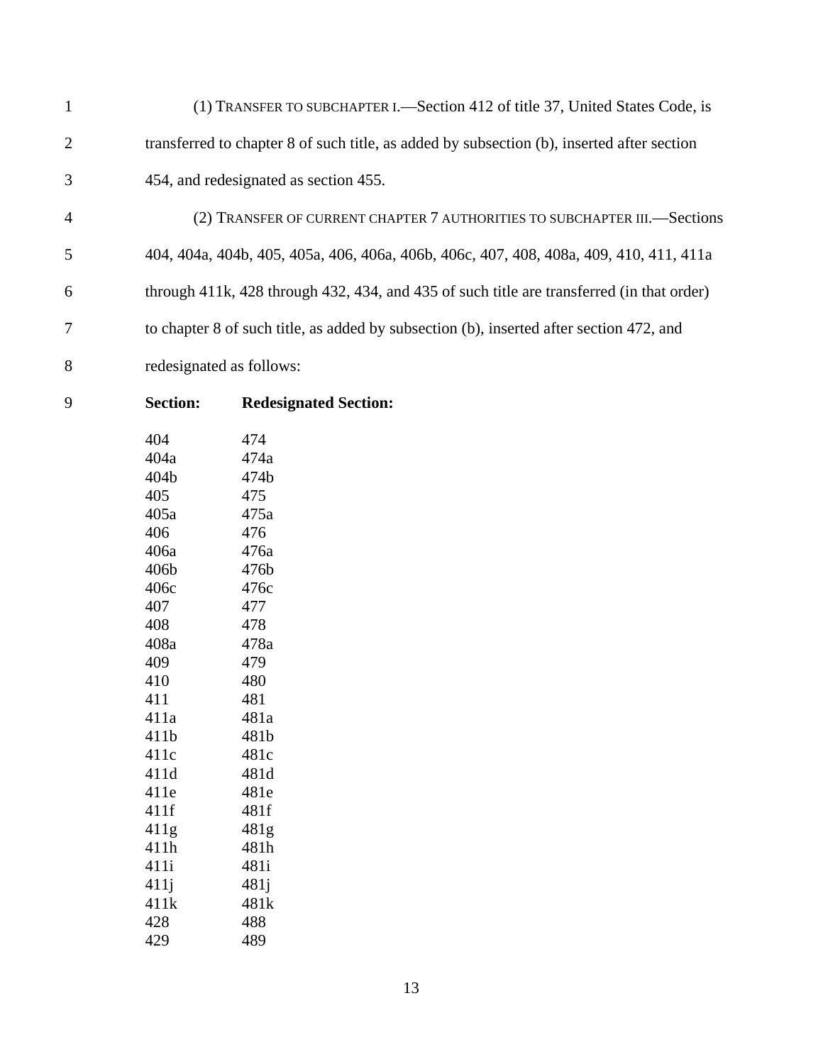(1) TRANSFER TO SUBCHAPTER I.—Section 412 of title 37, United States Code, is transferred to chapter 8 of such title, as added by subsection (b), inserted after section 454, and redesignated as section 455.

(2) TRANSFER OF CURRENT CHAPTER 7 AUTHORITIES TO SUBCHAPTER III.—Sections 404, 404a, 404b, 405, 405a, 406, 406a, 406b, 406c, 407, 408, 408a, 409, 410, 411, 411a through 411k, 428 through 432, 434, and 435 of such title are transferred (in that order) to chapter 8 of such title, as added by subsection (b), inserted after section 472, and redesignated as follows:

| **Section:** | **Redesignated Section:** |
|---|---|
| 404 | 474 |
| 404a | 474a |
| 404b | 474b |
| 405 | 475 |
| 405a | 475a |
| 406 | 476 |
| 406a | 476a |
| 406b | 476b |
| 406c | 476c |
| 407 | 477 |
| 408 | 478 |
| 408a | 478a |
| 409 | 479 |
| 410 | 480 |
| 411 | 481 |
| 411a | 481a |
| 411b | 481b |
| 411c | 481c |
| 411d | 481d |
| 411e | 481e |
| 411f | 481f |
| 411g | 481g |
| 411h | 481h |
| 411i | 481i |
| 411j | 481j |
| 411k | 481k |
| 428 | 488 |
| 429 | 489 |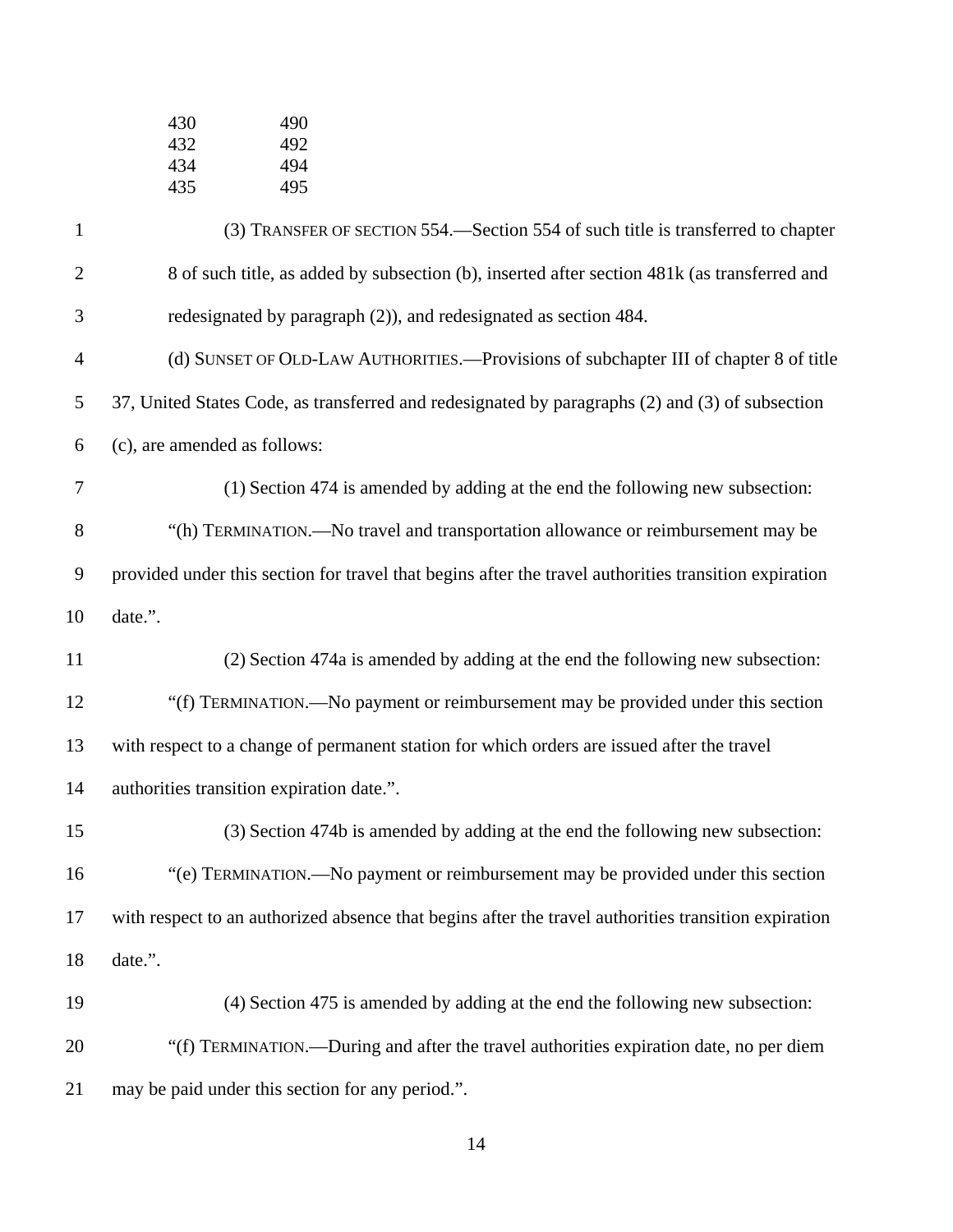| | |
|---|---|
| 430 | 490 |
| 432 | 492 |
| 434 | 494 |
| 435 | 495 |

(3) TRANSFER OF SECTION 554.—Section 554 of such title is transferred to chapter 8 of such title, as added by subsection (b), inserted after section 481k (as transferred and redesignated by paragraph (2)), and redesignated as section 484.

(d) SUNSET OF OLD-LAW AUTHORITIES.—Provisions of subchapter III of chapter 8 of title 37, United States Code, as transferred and redesignated by paragraphs (2) and (3) of subsection (c), are amended as follows:

(1) Section 474 is amended by adding at the end the following new subsection:

"(h) TERMINATION.—No travel and transportation allowance or reimbursement may be provided under this section for travel that begins after the travel authorities transition expiration date.".

(2) Section 474a is amended by adding at the end the following new subsection:

"(f) TERMINATION.—No payment or reimbursement may be provided under this section with respect to a change of permanent station for which orders are issued after the travel authorities transition expiration date.".

(3) Section 474b is amended by adding at the end the following new subsection:

"(e) TERMINATION.—No payment or reimbursement may be provided under this section with respect to an authorized absence that begins after the travel authorities transition expiration date.".

(4) Section 475 is amended by adding at the end the following new subsection:

"(f) TERMINATION.—During and after the travel authorities expiration date, no per diem may be paid under this section for any period.".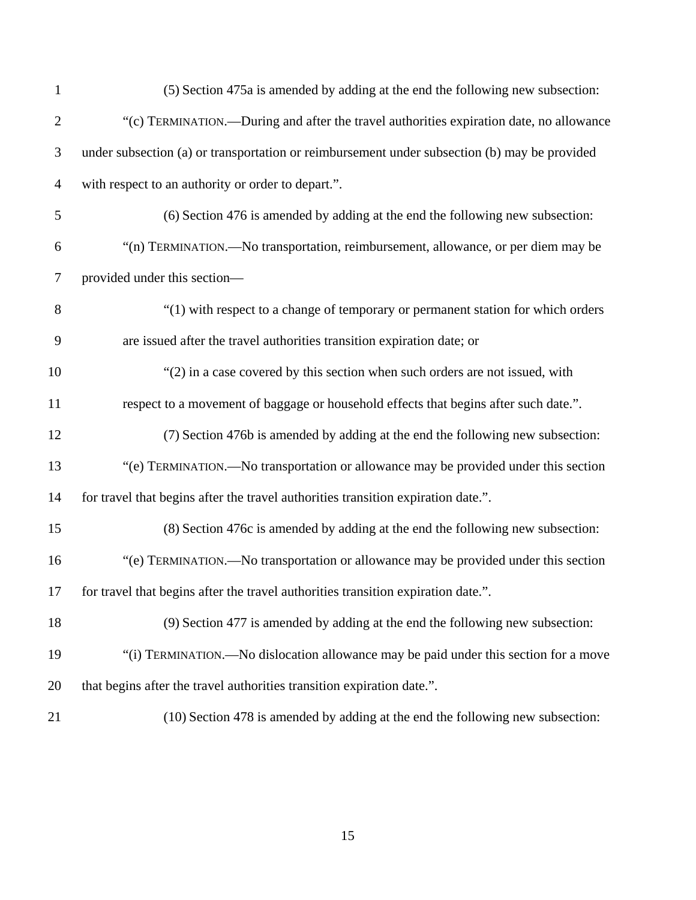(5) Section 475a is amended by adding at the end the following new subsection:

"(c) TERMINATION.—During and after the travel authorities expiration date, no allowance under subsection (a) or transportation or reimbursement under subsection (b) may be provided with respect to an authority or order to depart.".

(6) Section 476 is amended by adding at the end the following new subsection:

"(n) TERMINATION.—No transportation, reimbursement, allowance, or per diem may be provided under this section—

"(1) with respect to a change of temporary or permanent station for which orders are issued after the travel authorities transition expiration date; or

"(2) in a case covered by this section when such orders are not issued, with respect to a movement of baggage or household effects that begins after such date.".

(7) Section 476b is amended by adding at the end the following new subsection:

"(e) TERMINATION.—No transportation or allowance may be provided under this section for travel that begins after the travel authorities transition expiration date.".

(8) Section 476c is amended by adding at the end the following new subsection:

"(e) TERMINATION.—No transportation or allowance may be provided under this section for travel that begins after the travel authorities transition expiration date.".

(9) Section 477 is amended by adding at the end the following new subsection:

"(i) TERMINATION.—No dislocation allowance may be paid under this section for a move that begins after the travel authorities transition expiration date.".

(10) Section 478 is amended by adding at the end the following new subsection: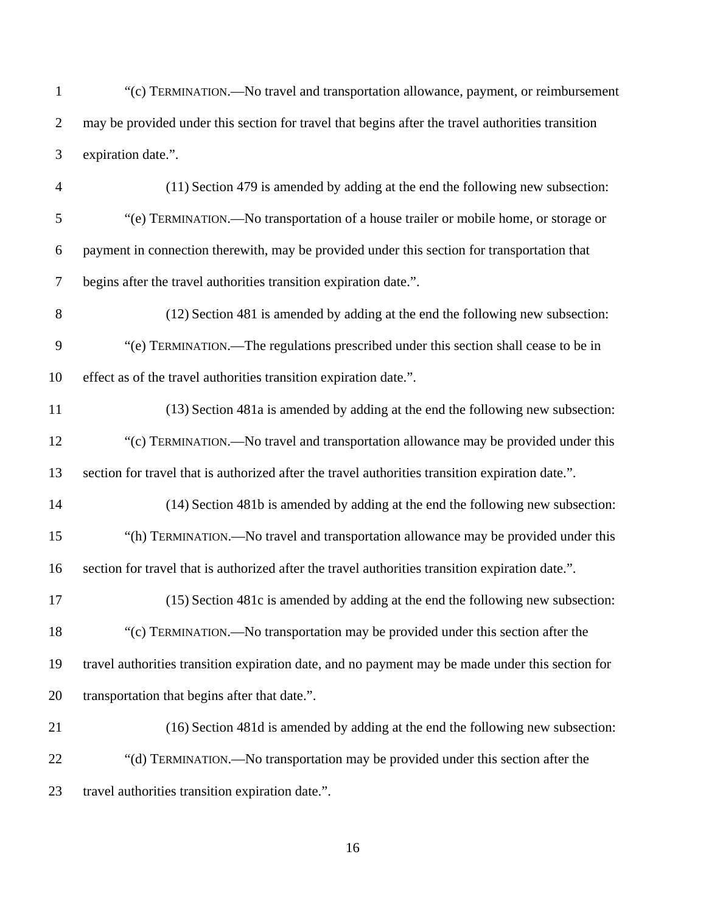"(c) TERMINATION.—No travel and transportation allowance, payment, or reimbursement may be provided under this section for travel that begins after the travel authorities transition expiration date.".

(11) Section 479 is amended by adding at the end the following new subsection:

"(e) TERMINATION.—No transportation of a house trailer or mobile home, or storage or payment in connection therewith, may be provided under this section for transportation that begins after the travel authorities transition expiration date.".

(12) Section 481 is amended by adding at the end the following new subsection:

"(e) TERMINATION.—The regulations prescribed under this section shall cease to be in effect as of the travel authorities transition expiration date.".

(13) Section 481a is amended by adding at the end the following new subsection:

"(c) TERMINATION.—No travel and transportation allowance may be provided under this section for travel that is authorized after the travel authorities transition expiration date.".

(14) Section 481b is amended by adding at the end the following new subsection:

"(h) TERMINATION.—No travel and transportation allowance may be provided under this section for travel that is authorized after the travel authorities transition expiration date.".

(15) Section 481c is amended by adding at the end the following new subsection:

"(c) TERMINATION.—No transportation may be provided under this section after the travel authorities transition expiration date, and no payment may be made under this section for transportation that begins after that date.".

(16) Section 481d is amended by adding at the end the following new subsection:

"(d) TERMINATION.—No transportation may be provided under this section after the travel authorities transition expiration date.".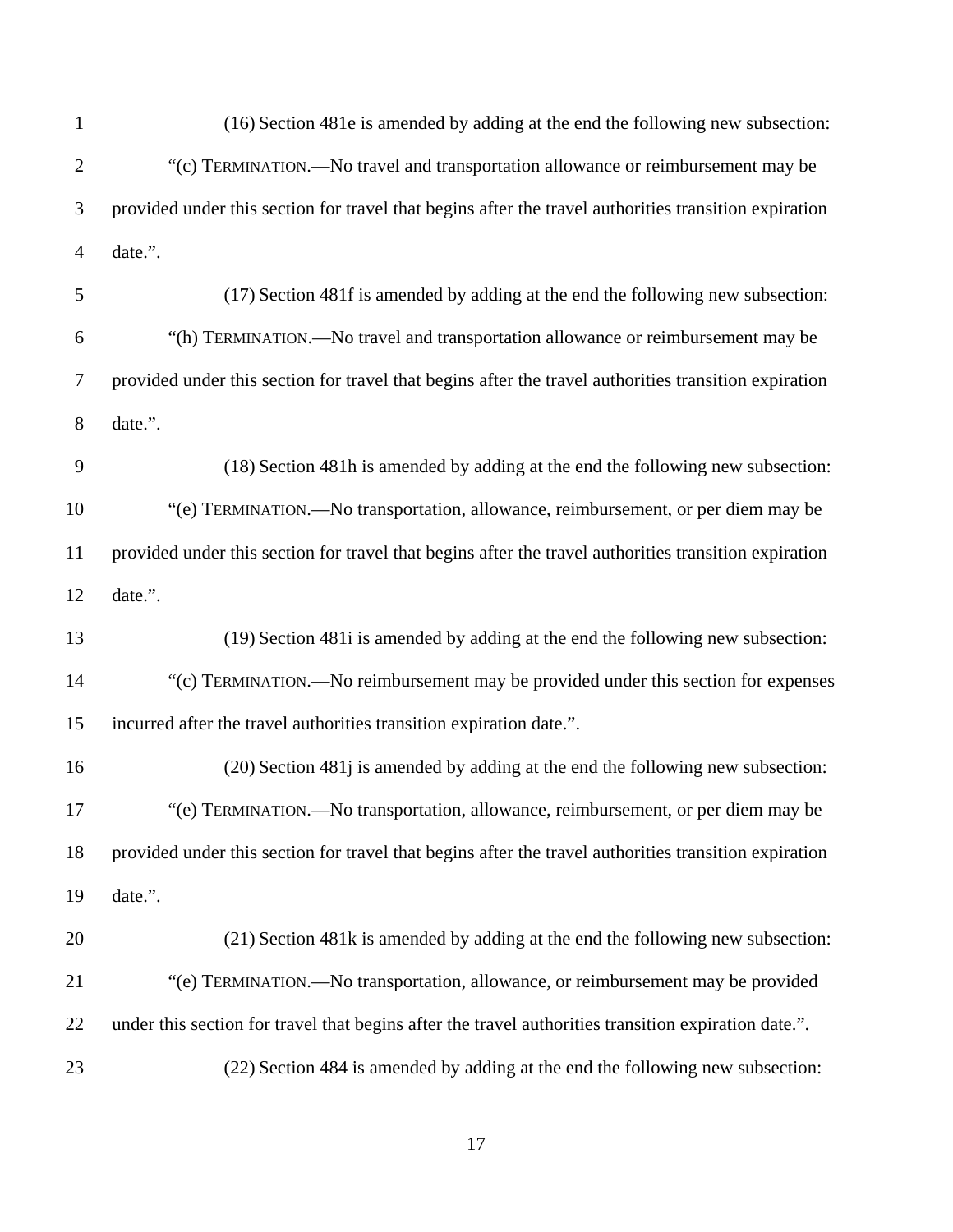(16) Section 481e is amended by adding at the end the following new subsection:

"(c) TERMINATION.—No travel and transportation allowance or reimbursement may be provided under this section for travel that begins after the travel authorities transition expiration date.".

(17) Section 481f is amended by adding at the end the following new subsection:

"(h) TERMINATION.—No travel and transportation allowance or reimbursement may be provided under this section for travel that begins after the travel authorities transition expiration date.".

(18) Section 481h is amended by adding at the end the following new subsection:

"(e) TERMINATION.—No transportation, allowance, reimbursement, or per diem may be provided under this section for travel that begins after the travel authorities transition expiration date.".

(19) Section 481i is amended by adding at the end the following new subsection:

"(c) TERMINATION.—No reimbursement may be provided under this section for expenses incurred after the travel authorities transition expiration date.".

(20) Section 481j is amended by adding at the end the following new subsection:

"(e) TERMINATION.—No transportation, allowance, reimbursement, or per diem may be provided under this section for travel that begins after the travel authorities transition expiration date.".

(21) Section 481k is amended by adding at the end the following new subsection:

"(e) TERMINATION.—No transportation, allowance, or reimbursement may be provided under this section for travel that begins after the travel authorities transition expiration date.".

(22) Section 484 is amended by adding at the end the following new subsection: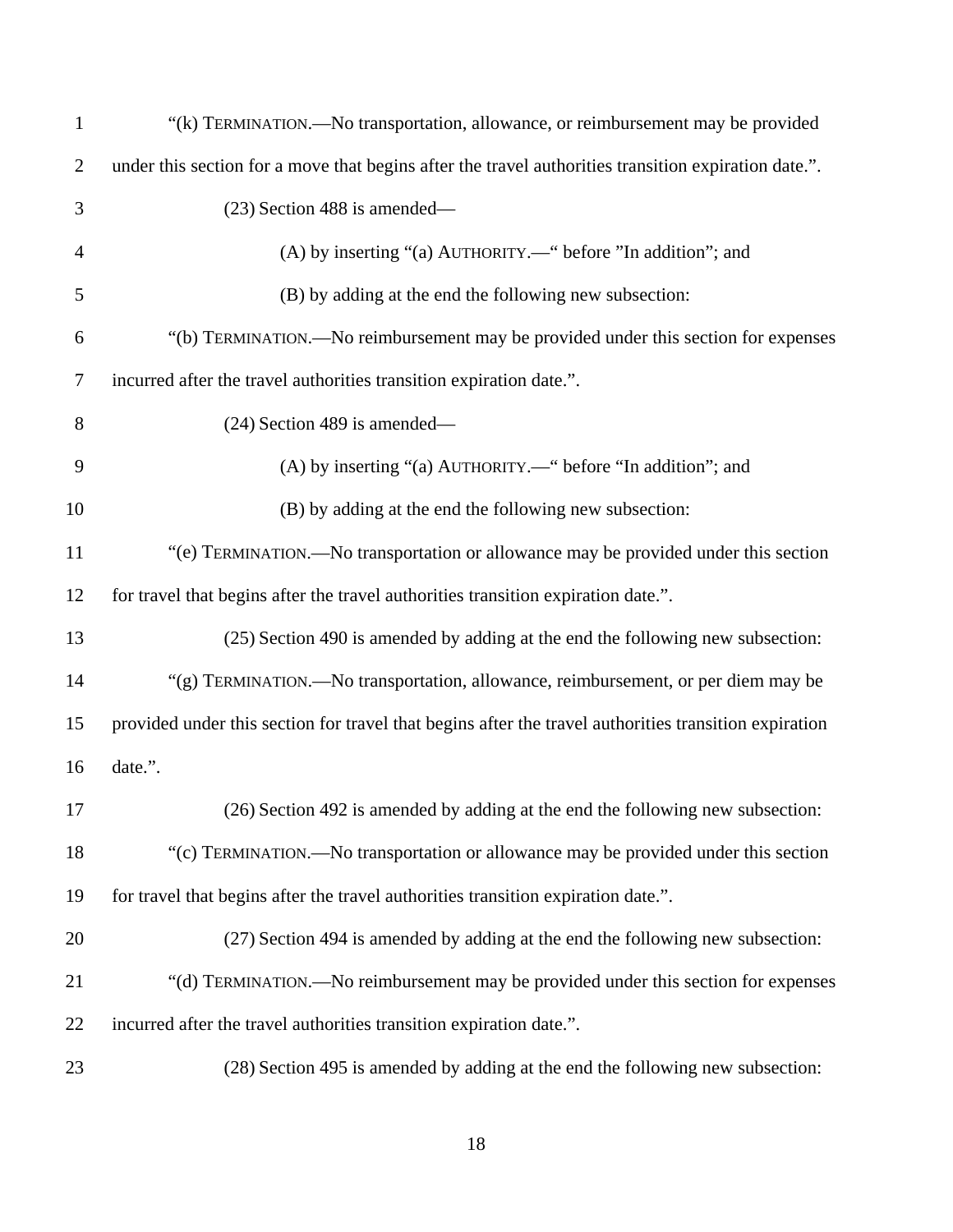"(k) TERMINATION.—No transportation, allowance, or reimbursement may be provided under this section for a move that begins after the travel authorities transition expiration date.".

(23) Section 488 is amended—

(A) by inserting "(a) AUTHORITY.—" before "In addition"; and

(B) by adding at the end the following new subsection:

"(b) TERMINATION.—No reimbursement may be provided under this section for expenses incurred after the travel authorities transition expiration date.".

(24) Section 489 is amended—

(A) by inserting "(a) AUTHORITY.—" before "In addition"; and

(B) by adding at the end the following new subsection:

"(e) TERMINATION.—No transportation or allowance may be provided under this section for travel that begins after the travel authorities transition expiration date.".

(25) Section 490 is amended by adding at the end the following new subsection:

"(g) TERMINATION.—No transportation, allowance, reimbursement, or per diem may be provided under this section for travel that begins after the travel authorities transition expiration date.".

(26) Section 492 is amended by adding at the end the following new subsection:

"(c) TERMINATION.—No transportation or allowance may be provided under this section for travel that begins after the travel authorities transition expiration date.".

(27) Section 494 is amended by adding at the end the following new subsection:

"(d) TERMINATION.—No reimbursement may be provided under this section for expenses incurred after the travel authorities transition expiration date.".

(28) Section 495 is amended by adding at the end the following new subsection: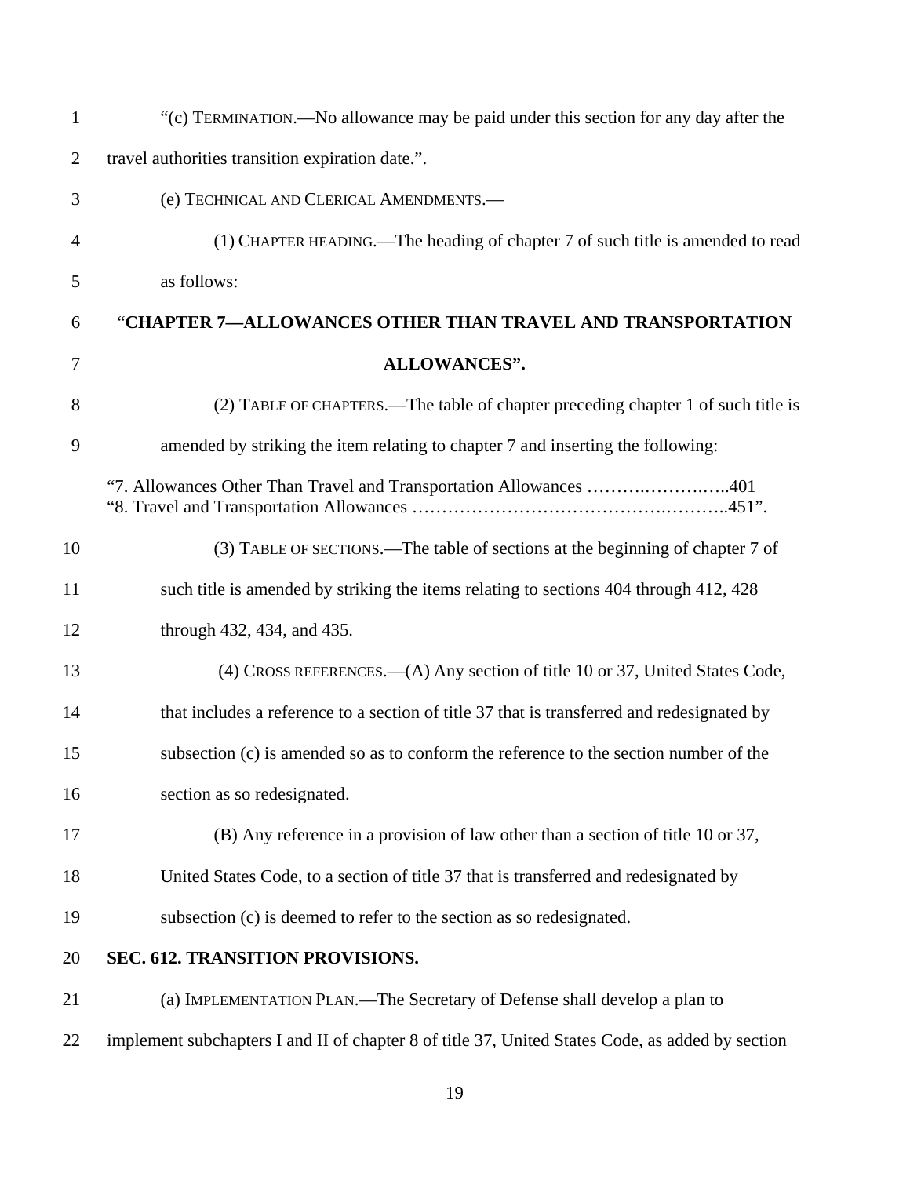"(c) TERMINATION.—No allowance may be paid under this section for any day after the travel authorities transition expiration date.".

(e) TECHNICAL AND CLERICAL AMENDMENTS.—

(1) CHAPTER HEADING.—The heading of chapter 7 of such title is amended to read as follows:

**"CHAPTER 7—ALLOWANCES OTHER THAN TRAVEL AND TRANSPORTATION ALLOWANCES".**

(2) TABLE OF CHAPTERS.—The table of chapter preceding chapter 1 of such title is amended by striking the item relating to chapter 7 and inserting the following:

"7. Allowances Other Than Travel and Transportation Allowances ………..………..…..401
"8. Travel and Transportation Allowances ………………………………….………..451".

(3) TABLE OF SECTIONS.—The table of sections at the beginning of chapter 7 of such title is amended by striking the items relating to sections 404 through 412, 428 through 432, 434, and 435.

(4) CROSS REFERENCES.—(A) Any section of title 10 or 37, United States Code, that includes a reference to a section of title 37 that is transferred and redesignated by subsection (c) is amended so as to conform the reference to the section number of the section as so redesignated.

(B) Any reference in a provision of law other than a section of title 10 or 37, United States Code, to a section of title 37 that is transferred and redesignated by subsection (c) is deemed to refer to the section as so redesignated.

**SEC. 612. TRANSITION PROVISIONS.**

(a) IMPLEMENTATION PLAN.—The Secretary of Defense shall develop a plan to implement subchapters I and II of chapter 8 of title 37, United States Code, as added by section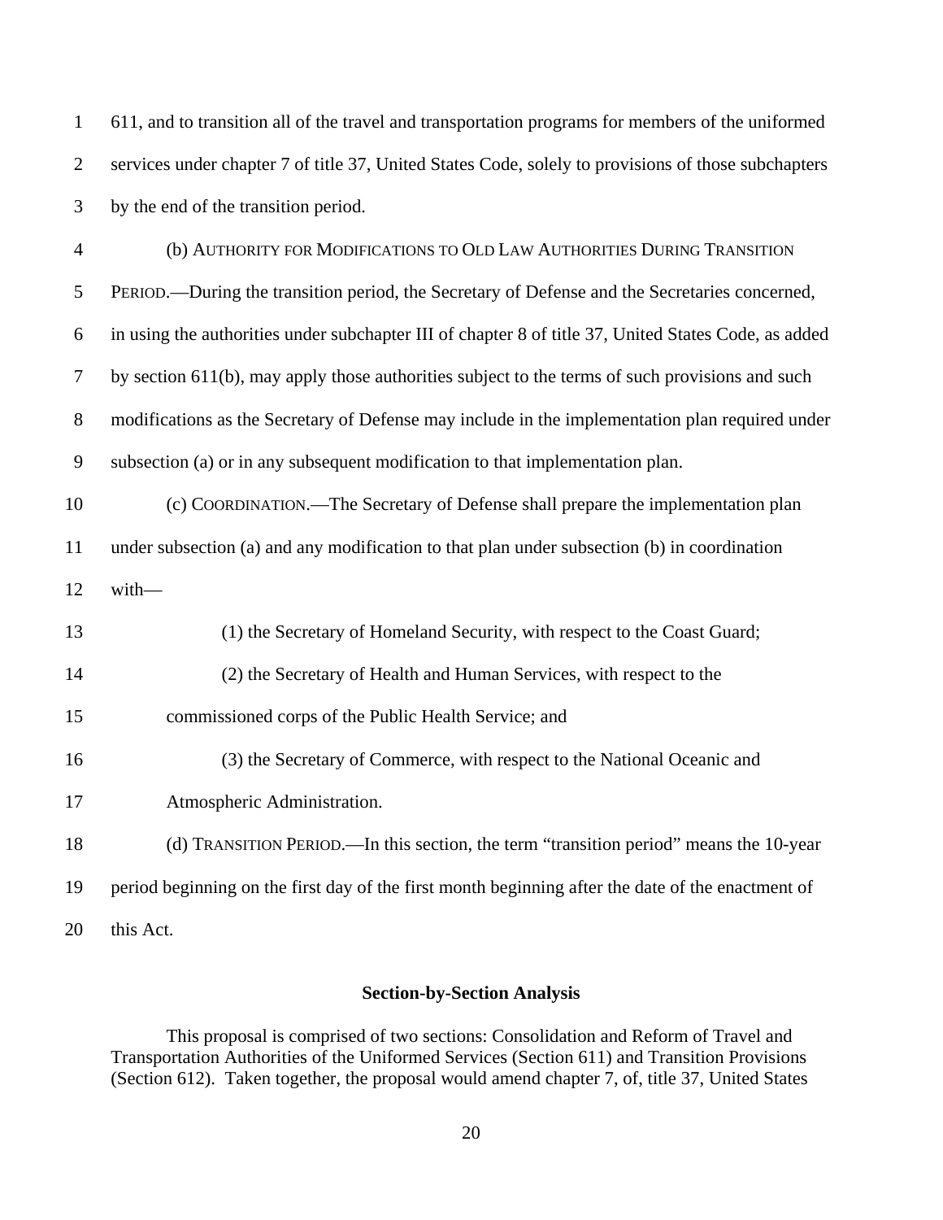611, and to transition all of the travel and transportation programs for members of the uniformed services under chapter 7 of title 37, United States Code, solely to provisions of those subchapters by the end of the transition period.

(b) AUTHORITY FOR MODIFICATIONS TO OLD LAW AUTHORITIES DURING TRANSITION PERIOD.—During the transition period, the Secretary of Defense and the Secretaries concerned, in using the authorities under subchapter III of chapter 8 of title 37, United States Code, as added by section 611(b), may apply those authorities subject to the terms of such provisions and such modifications as the Secretary of Defense may include in the implementation plan required under subsection (a) or in any subsequent modification to that implementation plan.

(c) COORDINATION.—The Secretary of Defense shall prepare the implementation plan under subsection (a) and any modification to that plan under subsection (b) in coordination with—

(1) the Secretary of Homeland Security, with respect to the Coast Guard;

(2) the Secretary of Health and Human Services, with respect to the commissioned corps of the Public Health Service; and

(3) the Secretary of Commerce, with respect to the National Oceanic and Atmospheric Administration.

(d) TRANSITION PERIOD.—In this section, the term "transition period" means the 10-year period beginning on the first day of the first month beginning after the date of the enactment of this Act.

**Section-by-Section Analysis**

This proposal is comprised of two sections: Consolidation and Reform of Travel and Transportation Authorities of the Uniformed Services (Section 611) and Transition Provisions (Section 612). Taken together, the proposal would amend chapter 7, of, title 37, United States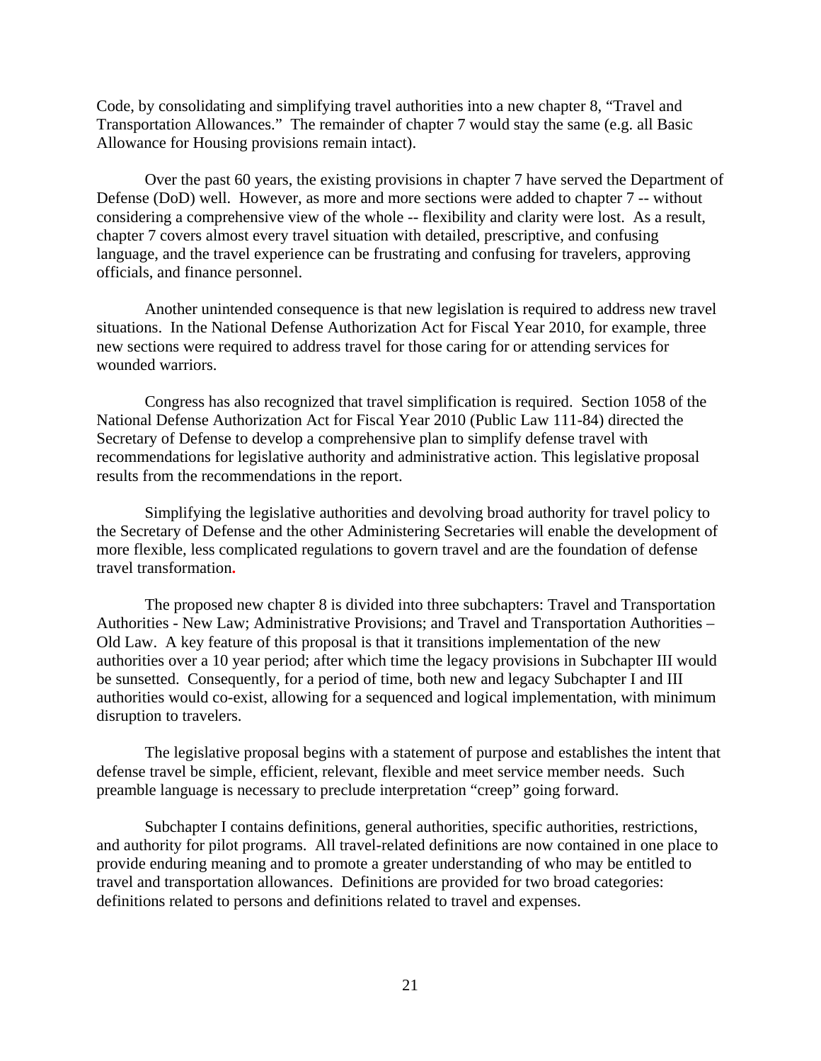Code, by consolidating and simplifying travel authorities into a new chapter 8, "Travel and Transportation Allowances." The remainder of chapter 7 would stay the same (e.g. all Basic Allowance for Housing provisions remain intact).

Over the past 60 years, the existing provisions in chapter 7 have served the Department of Defense (DoD) well. However, as more and more sections were added to chapter 7 -- without considering a comprehensive view of the whole -- flexibility and clarity were lost. As a result, chapter 7 covers almost every travel situation with detailed, prescriptive, and confusing language, and the travel experience can be frustrating and confusing for travelers, approving officials, and finance personnel.

Another unintended consequence is that new legislation is required to address new travel situations. In the National Defense Authorization Act for Fiscal Year 2010, for example, three new sections were required to address travel for those caring for or attending services for wounded warriors.

Congress has also recognized that travel simplification is required. Section 1058 of the National Defense Authorization Act for Fiscal Year 2010 (Public Law 111-84) directed the Secretary of Defense to develop a comprehensive plan to simplify defense travel with recommendations for legislative authority and administrative action. This legislative proposal results from the recommendations in the report.

Simplifying the legislative authorities and devolving broad authority for travel policy to the Secretary of Defense and the other Administering Secretaries will enable the development of more flexible, less complicated regulations to govern travel and are the foundation of defense travel transformation.

The proposed new chapter 8 is divided into three subchapters: Travel and Transportation Authorities - New Law; Administrative Provisions; and Travel and Transportation Authorities – Old Law. A key feature of this proposal is that it transitions implementation of the new authorities over a 10 year period; after which time the legacy provisions in Subchapter III would be sunsetted. Consequently, for a period of time, both new and legacy Subchapter I and III authorities would co-exist, allowing for a sequenced and logical implementation, with minimum disruption to travelers.

The legislative proposal begins with a statement of purpose and establishes the intent that defense travel be simple, efficient, relevant, flexible and meet service member needs. Such preamble language is necessary to preclude interpretation "creep" going forward.

Subchapter I contains definitions, general authorities, specific authorities, restrictions, and authority for pilot programs. All travel-related definitions are now contained in one place to provide enduring meaning and to promote a greater understanding of who may be entitled to travel and transportation allowances. Definitions are provided for two broad categories: definitions related to persons and definitions related to travel and expenses.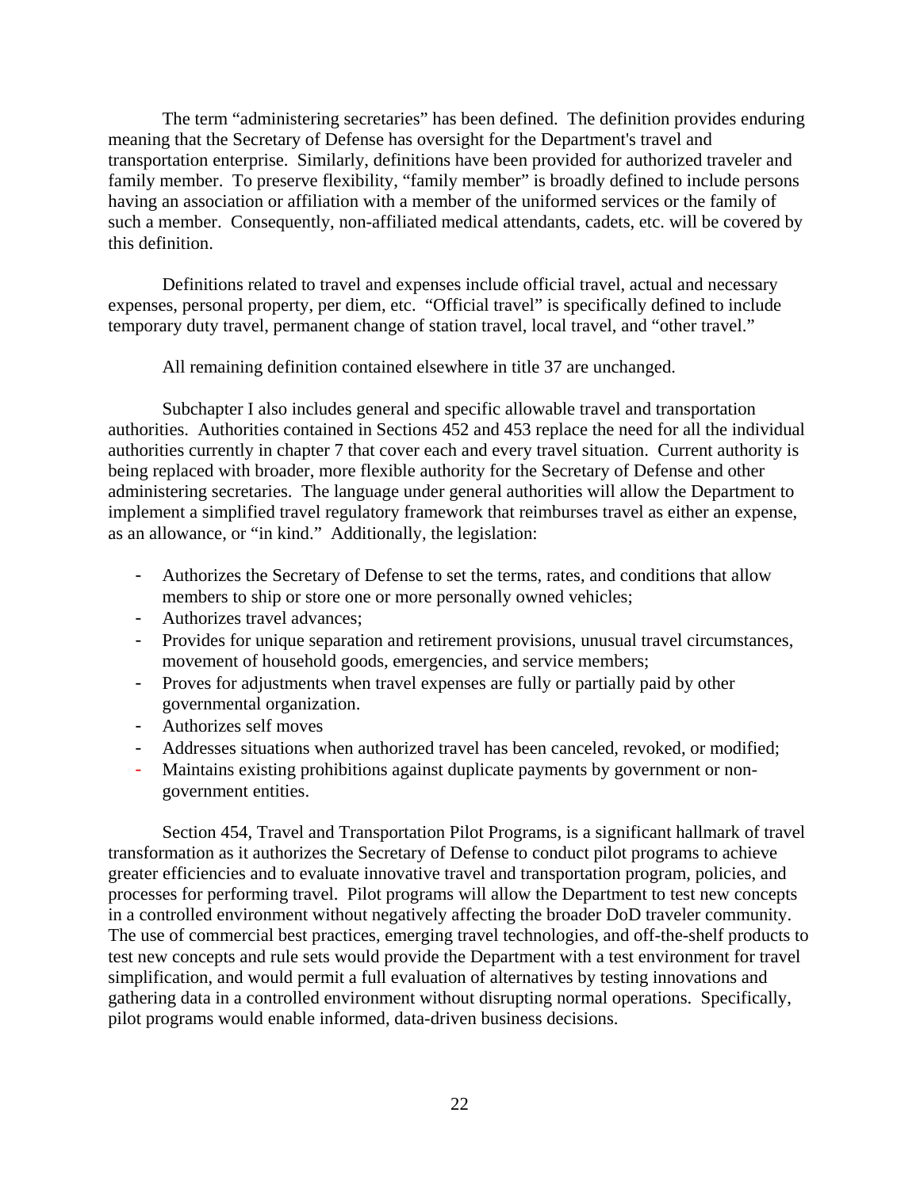The term "administering secretaries" has been defined. The definition provides enduring meaning that the Secretary of Defense has oversight for the Department's travel and transportation enterprise. Similarly, definitions have been provided for authorized traveler and family member. To preserve flexibility, "family member" is broadly defined to include persons having an association or affiliation with a member of the uniformed services or the family of such a member. Consequently, non-affiliated medical attendants, cadets, etc. will be covered by this definition.

Definitions related to travel and expenses include official travel, actual and necessary expenses, personal property, per diem, etc. "Official travel" is specifically defined to include temporary duty travel, permanent change of station travel, local travel, and "other travel."

All remaining definition contained elsewhere in title 37 are unchanged.

Subchapter I also includes general and specific allowable travel and transportation authorities. Authorities contained in Sections 452 and 453 replace the need for all the individual authorities currently in chapter 7 that cover each and every travel situation. Current authority is being replaced with broader, more flexible authority for the Secretary of Defense and other administering secretaries. The language under general authorities will allow the Department to implement a simplified travel regulatory framework that reimburses travel as either an expense, as an allowance, or "in kind." Additionally, the legislation:

- Authorizes the Secretary of Defense to set the terms, rates, and conditions that allow members to ship or store one or more personally owned vehicles;
- Authorizes travel advances;
- Provides for unique separation and retirement provisions, unusual travel circumstances, movement of household goods, emergencies, and service members;
- Proves for adjustments when travel expenses are fully or partially paid by other governmental organization.
- Authorizes self moves
- Addresses situations when authorized travel has been canceled, revoked, or modified;
- Maintains existing prohibitions against duplicate payments by government or non-government entities.

Section 454, Travel and Transportation Pilot Programs, is a significant hallmark of travel transformation as it authorizes the Secretary of Defense to conduct pilot programs to achieve greater efficiencies and to evaluate innovative travel and transportation program, policies, and processes for performing travel. Pilot programs will allow the Department to test new concepts in a controlled environment without negatively affecting the broader DoD traveler community. The use of commercial best practices, emerging travel technologies, and off-the-shelf products to test new concepts and rule sets would provide the Department with a test environment for travel simplification, and would permit a full evaluation of alternatives by testing innovations and gathering data in a controlled environment without disrupting normal operations. Specifically, pilot programs would enable informed, data-driven business decisions.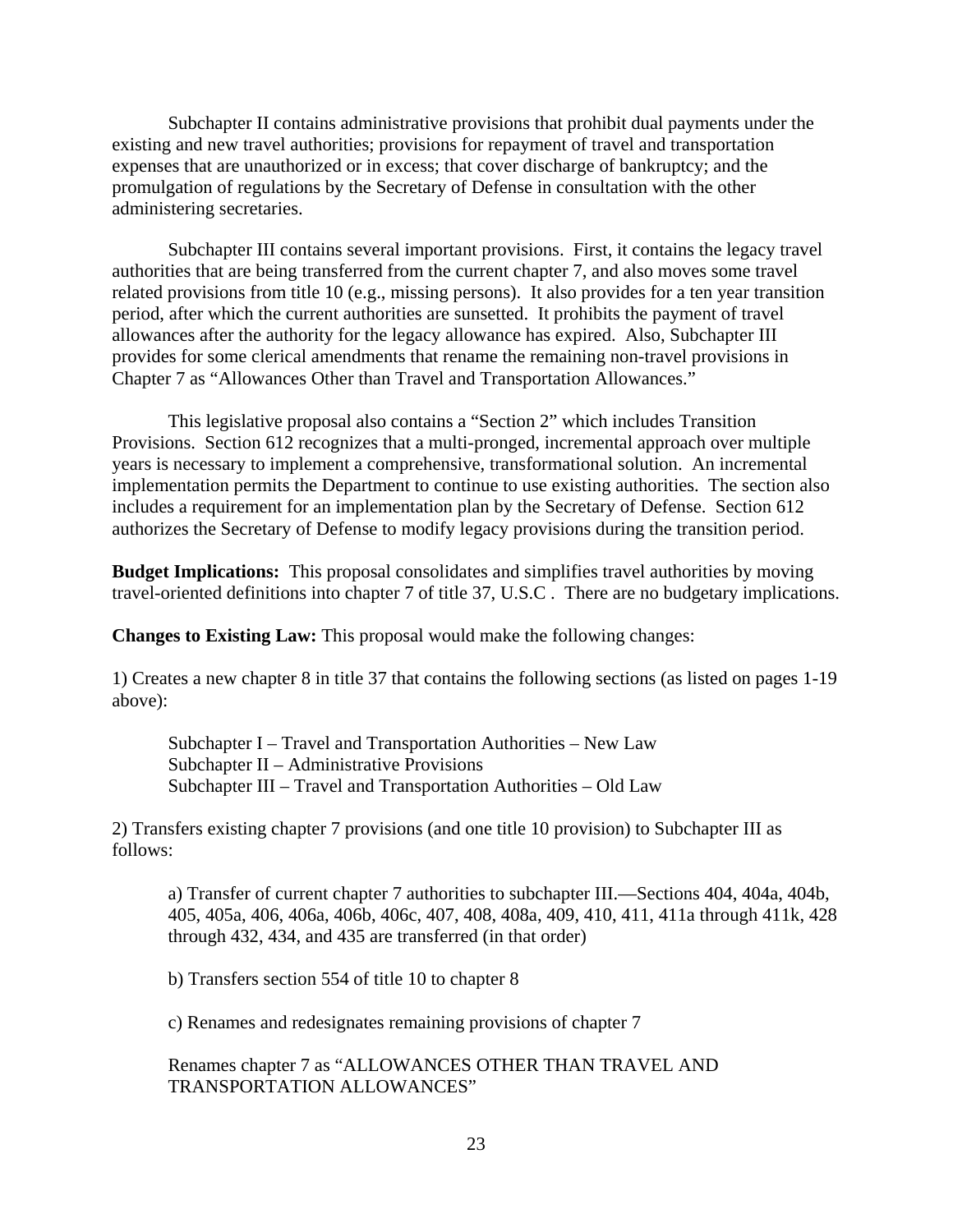Subchapter II contains administrative provisions that prohibit dual payments under the existing and new travel authorities; provisions for repayment of travel and transportation expenses that are unauthorized or in excess; that cover discharge of bankruptcy; and the promulgation of regulations by the Secretary of Defense in consultation with the other administering secretaries.

Subchapter III contains several important provisions. First, it contains the legacy travel authorities that are being transferred from the current chapter 7, and also moves some travel related provisions from title 10 (e.g., missing persons). It also provides for a ten year transition period, after which the current authorities are sunsetted. It prohibits the payment of travel allowances after the authority for the legacy allowance has expired. Also, Subchapter III provides for some clerical amendments that rename the remaining non-travel provisions in Chapter 7 as "Allowances Other than Travel and Transportation Allowances."

This legislative proposal also contains a "Section 2" which includes Transition Provisions. Section 612 recognizes that a multi-pronged, incremental approach over multiple years is necessary to implement a comprehensive, transformational solution. An incremental implementation permits the Department to continue to use existing authorities. The section also includes a requirement for an implementation plan by the Secretary of Defense. Section 612 authorizes the Secretary of Defense to modify legacy provisions during the transition period.

**Budget Implications:** This proposal consolidates and simplifies travel authorities by moving travel-oriented definitions into chapter 7 of title 37, U.S.C . There are no budgetary implications.

**Changes to Existing Law:** This proposal would make the following changes:

1) Creates a new chapter 8 in title 37 that contains the following sections (as listed on pages 1-19 above):

Subchapter I – Travel and Transportation Authorities – New Law
Subchapter II – Administrative Provisions
Subchapter III – Travel and Transportation Authorities – Old Law

2) Transfers existing chapter 7 provisions (and one title 10 provision) to Subchapter III as follows:

a) Transfer of current chapter 7 authorities to subchapter III.—Sections 404, 404a, 404b, 405, 405a, 406, 406a, 406b, 406c, 407, 408, 408a, 409, 410, 411, 411a through 411k, 428 through 432, 434, and 435 are transferred (in that order)

b) Transfers section 554 of title 10 to chapter 8

c) Renames and redesignates remaining provisions of chapter 7

Renames chapter 7 as "ALLOWANCES OTHER THAN TRAVEL AND TRANSPORTATION ALLOWANCES"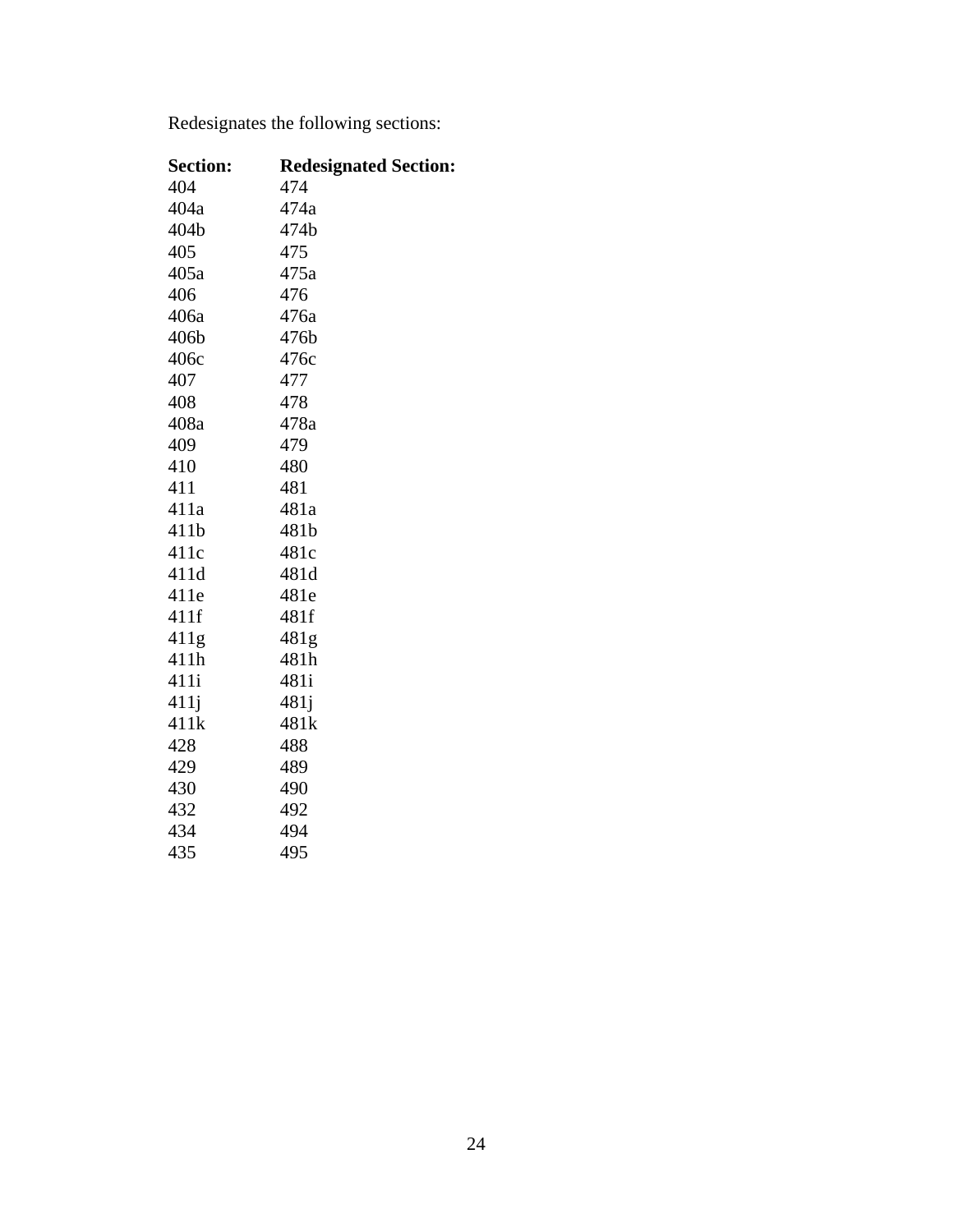Redesignates the following sections:

| Section: | Redesignated Section: |
| --- | --- |
| 404 | 474 |
| 404a | 474a |
| 404b | 474b |
| 405 | 475 |
| 405a | 475a |
| 406 | 476 |
| 406a | 476a |
| 406b | 476b |
| 406c | 476c |
| 407 | 477 |
| 408 | 478 |
| 408a | 478a |
| 409 | 479 |
| 410 | 480 |
| 411 | 481 |
| 411a | 481a |
| 411b | 481b |
| 411c | 481c |
| 411d | 481d |
| 411e | 481e |
| 411f | 481f |
| 411g | 481g |
| 411h | 481h |
| 411i | 481i |
| 411j | 481j |
| 411k | 481k |
| 428 | 488 |
| 429 | 489 |
| 430 | 490 |
| 432 | 492 |
| 434 | 494 |
| 435 | 495 |